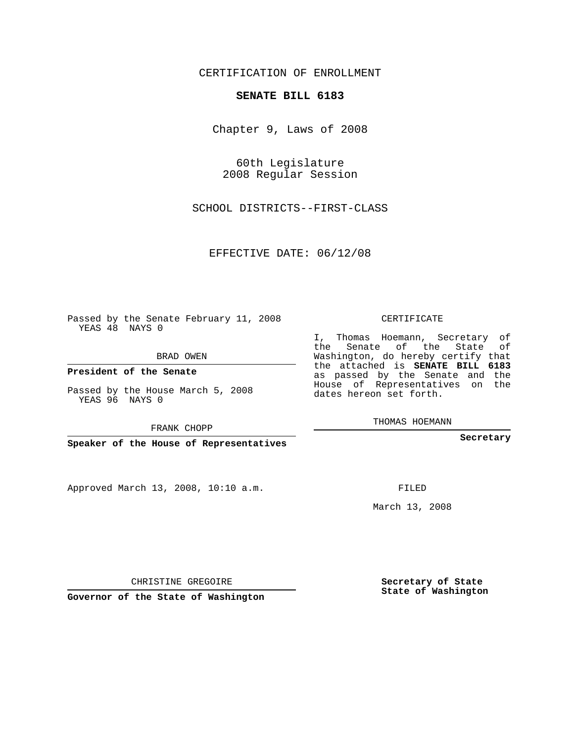CERTIFICATION OF ENROLLMENT

**SENATE BILL 6183**

Chapter 9, Laws of 2008

60th Legislature
2008 Regular Session

SCHOOL DISTRICTS--FIRST-CLASS

EFFECTIVE DATE: 06/12/08

Passed by the Senate February 11, 2008
YEAS 48 NAYS 0

BRAD OWEN

**President of the Senate**

Passed by the House March 5, 2008
YEAS 96 NAYS 0

FRANK CHOPP

**Speaker of the House of Representatives**

CERTIFICATE

I, Thomas Hoemann, Secretary of the Senate of the State of Washington, do hereby certify that the attached is **SENATE BILL 6183** as passed by the Senate and the House of Representatives on the dates hereon set forth.

THOMAS HOEMANN

**Secretary**

Approved March 13, 2008, 10:10 a.m.

FILED

March 13, 2008

CHRISTINE GREGOIRE

**Governor of the State of Washington**

**Secretary of State**
**State of Washington**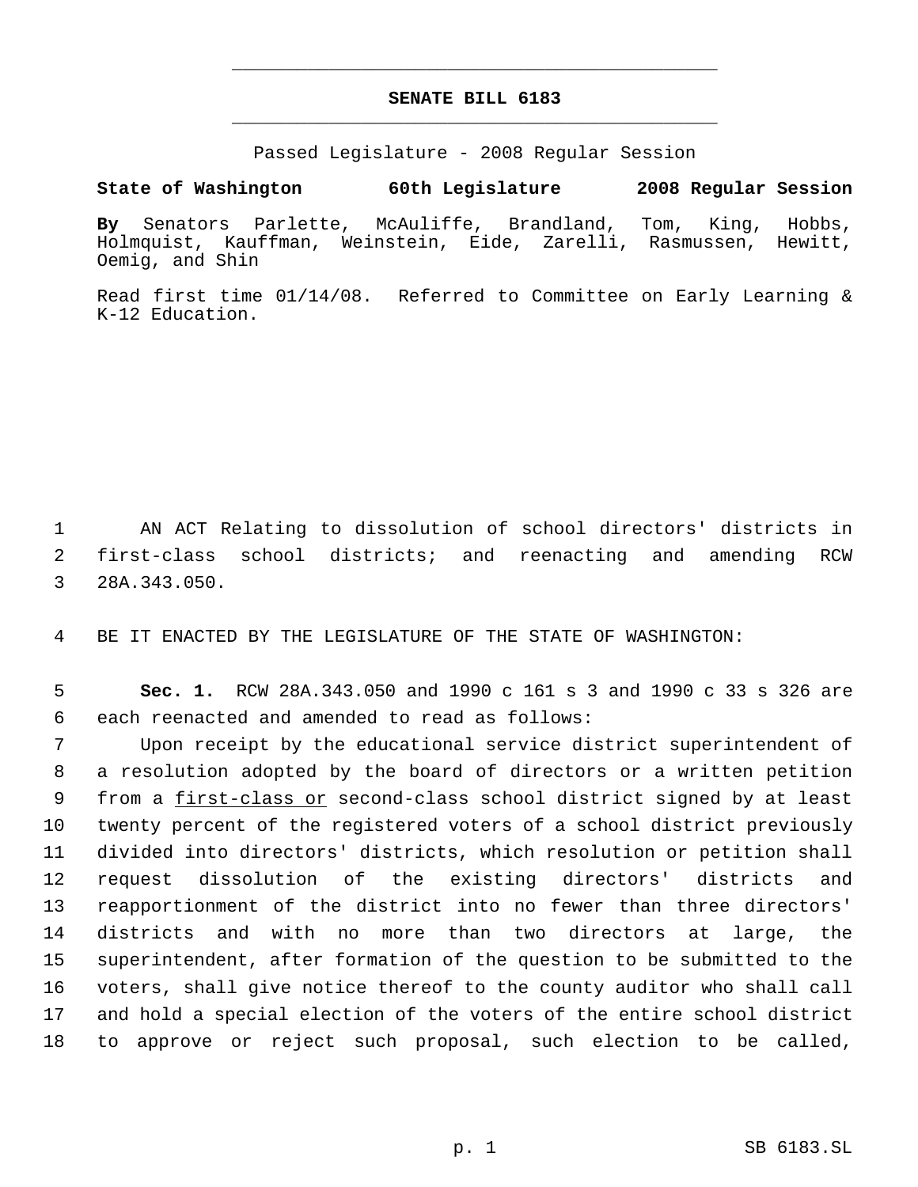# SENATE BILL 6183

Passed Legislature - 2008 Regular Session

**State of Washington 60th Legislature 2008 Regular Session**

**By** Senators Parlette, McAuliffe, Brandland, Tom, King, Hobbs, Holmquist, Kauffman, Weinstein, Eide, Zarelli, Rasmussen, Hewitt, Oemig, and Shin

Read first time 01/14/08. Referred to Committee on Early Learning & K-12 Education.

1 AN ACT Relating to dissolution of school directors' districts in
2 first-class school districts; and reenacting and amending RCW
3 28A.343.050.

4 BE IT ENACTED BY THE LEGISLATURE OF THE STATE OF WASHINGTON:

5 **Sec. 1.** RCW 28A.343.050 and 1990 c 161 s 3 and 1990 c 33 s 326 are
6 each reenacted and amended to read as follows:

7 Upon receipt by the educational service district superintendent of
8 a resolution adopted by the board of directors or a written petition
9 from a <u>first-class or</u> second-class school district signed by at least
10 twenty percent of the registered voters of a school district previously
11 divided into directors' districts, which resolution or petition shall
12 request dissolution of the existing directors' districts and
13 reapportionment of the district into no fewer than three directors'
14 districts and with no more than two directors at large, the
15 superintendent, after formation of the question to be submitted to the
16 voters, shall give notice thereof to the county auditor who shall call
17 and hold a special election of the voters of the entire school district
18 to approve or reject such proposal, such election to be called,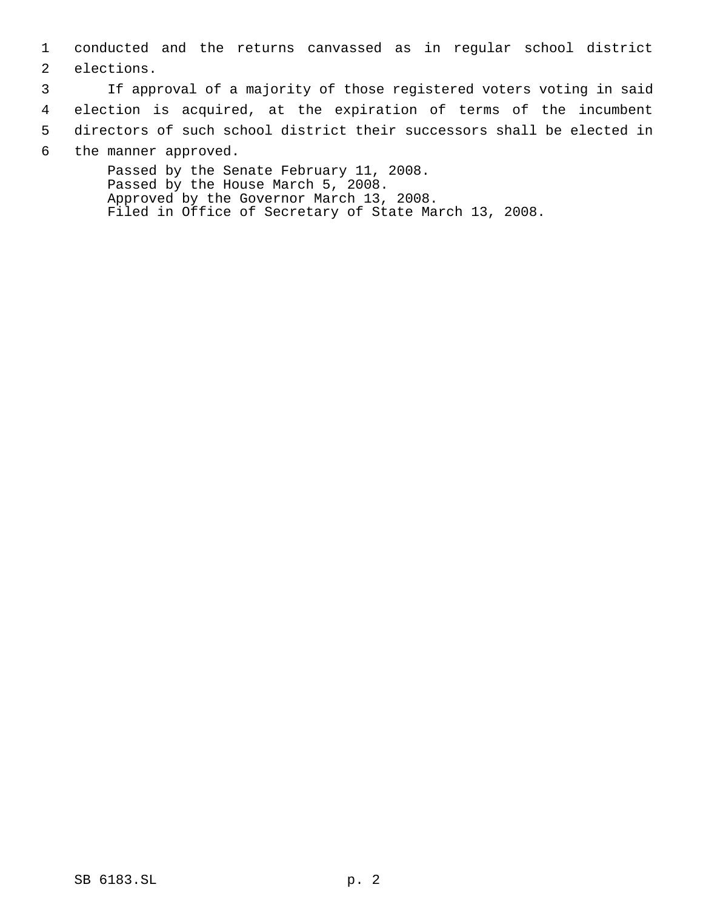conducted and the returns canvassed as in regular school district elections.

If approval of a majority of those registered voters voting in said election is acquired, at the expiration of terms of the incumbent directors of such school district their successors shall be elected in the manner approved.

Passed by the Senate February 11, 2008.
Passed by the House March 5, 2008.
Approved by the Governor March 13, 2008.
Filed in Office of Secretary of State March 13, 2008.